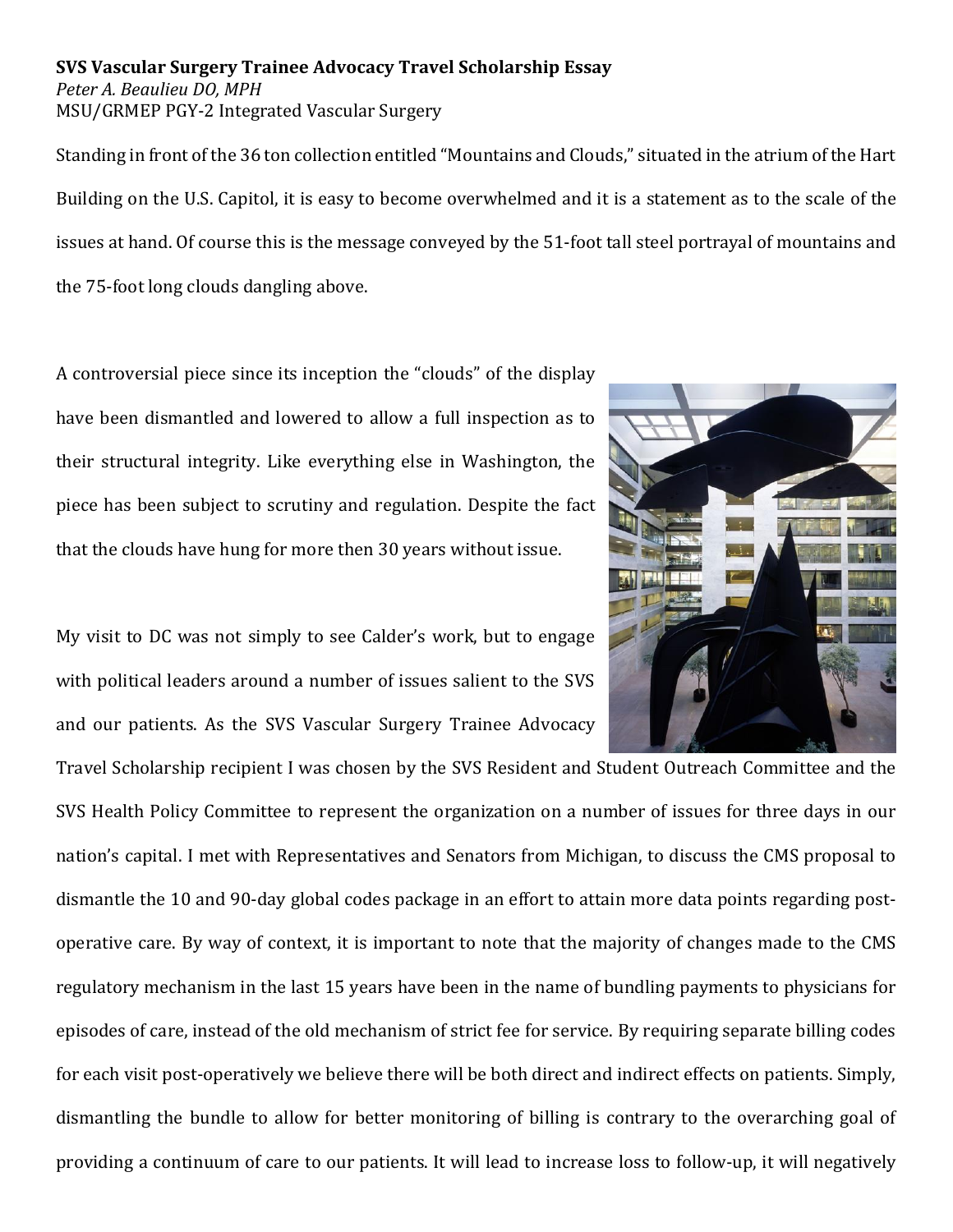**SVS Vascular Surgery Trainee Advocacy Travel Scholarship Essay**

*Peter A. Beaulieu DO, MPH*

MSU/GRMEP PGY-2 Integrated Vascular Surgery

Standing in front of the 36 ton collection entitled "Mountains and Clouds," situated in the atrium of the Hart Building on the U.S. Capitol, it is easy to become overwhelmed and it is a statement as to the scale of the issues at hand. Of course this is the message conveyed by the 51-foot tall steel portrayal of mountains and the 75-foot long clouds dangling above.

A controversial piece since its inception the "clouds" of the display have been dismantled and lowered to allow a full inspection as to their structural integrity. Like everything else in Washington, the piece has been subject to scrutiny and regulation. Despite the fact that the clouds have hung for more then 30 years without issue.

My visit to DC was not simply to see Calder's work, but to engage with political leaders around a number of issues salient to the SVS and our patients. As the SVS Vascular Surgery Trainee Advocacy Travel Scholarship recipient I was chosen by the SVS Resident and Student Outreach Committee and the SVS Health Policy Committee to represent the organization on a number of issues for three days in our nation's capital. I met with Representatives and Senators from Michigan, to discuss the CMS proposal to dismantle the 10 and 90-day global codes package in an effort to attain more data points regarding post-operative care. By way of context, it is important to note that the majority of changes made to the CMS regulatory mechanism in the last 15 years have been in the name of bundling payments to physicians for episodes of care, instead of the old mechanism of strict fee for service. By requiring separate billing codes for each visit post-operatively we believe there will be both direct and indirect effects on patients. Simply, dismantling the bundle to allow for better monitoring of billing is contrary to the overarching goal of providing a continuum of care to our patients. It will lead to increase loss to follow-up, it will negatively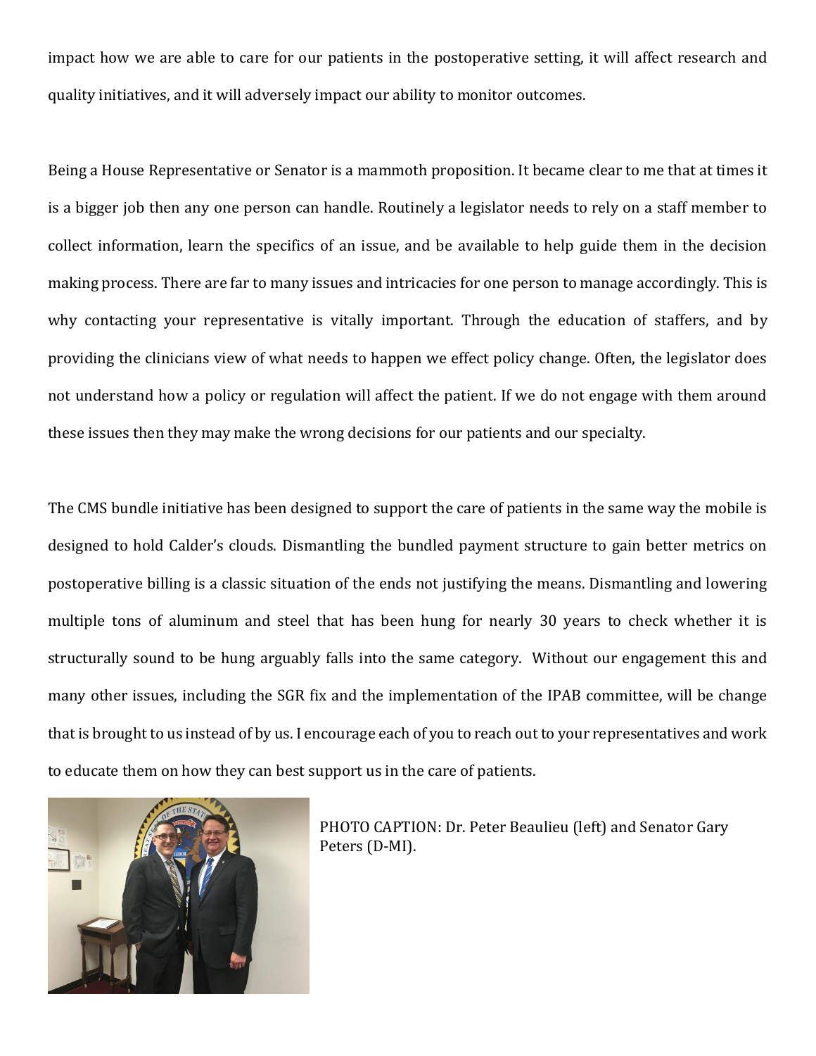impact how we are able to care for our patients in the postoperative setting, it will affect research and quality initiatives, and it will adversely impact our ability to monitor outcomes.

Being a House Representative or Senator is a mammoth proposition. It became clear to me that at times it is a bigger job then any one person can handle. Routinely a legislator needs to rely on a staff member to collect information, learn the specifics of an issue, and be available to help guide them in the decision making process. There are far to many issues and intricacies for one person to manage accordingly. This is why contacting your representative is vitally important. Through the education of staffers, and by providing the clinicians view of what needs to happen we effect policy change. Often, the legislator does not understand how a policy or regulation will affect the patient. If we do not engage with them around these issues then they may make the wrong decisions for our patients and our specialty.

The CMS bundle initiative has been designed to support the care of patients in the same way the mobile is designed to hold Calder's clouds. Dismantling the bundled payment structure to gain better metrics on postoperative billing is a classic situation of the ends not justifying the means. Dismantling and lowering multiple tons of aluminum and steel that has been hung for nearly 30 years to check whether it is structurally sound to be hung arguably falls into the same category. Without our engagement this and many other issues, including the SGR fix and the implementation of the IPAB committee, will be change that is brought to us instead of by us. I encourage each of you to reach out to your representatives and work to educate them on how they can best support us in the care of patients.

PHOTO CAPTION: Dr. Peter Beaulieu (left) and Senator Gary Peters (D-MI).